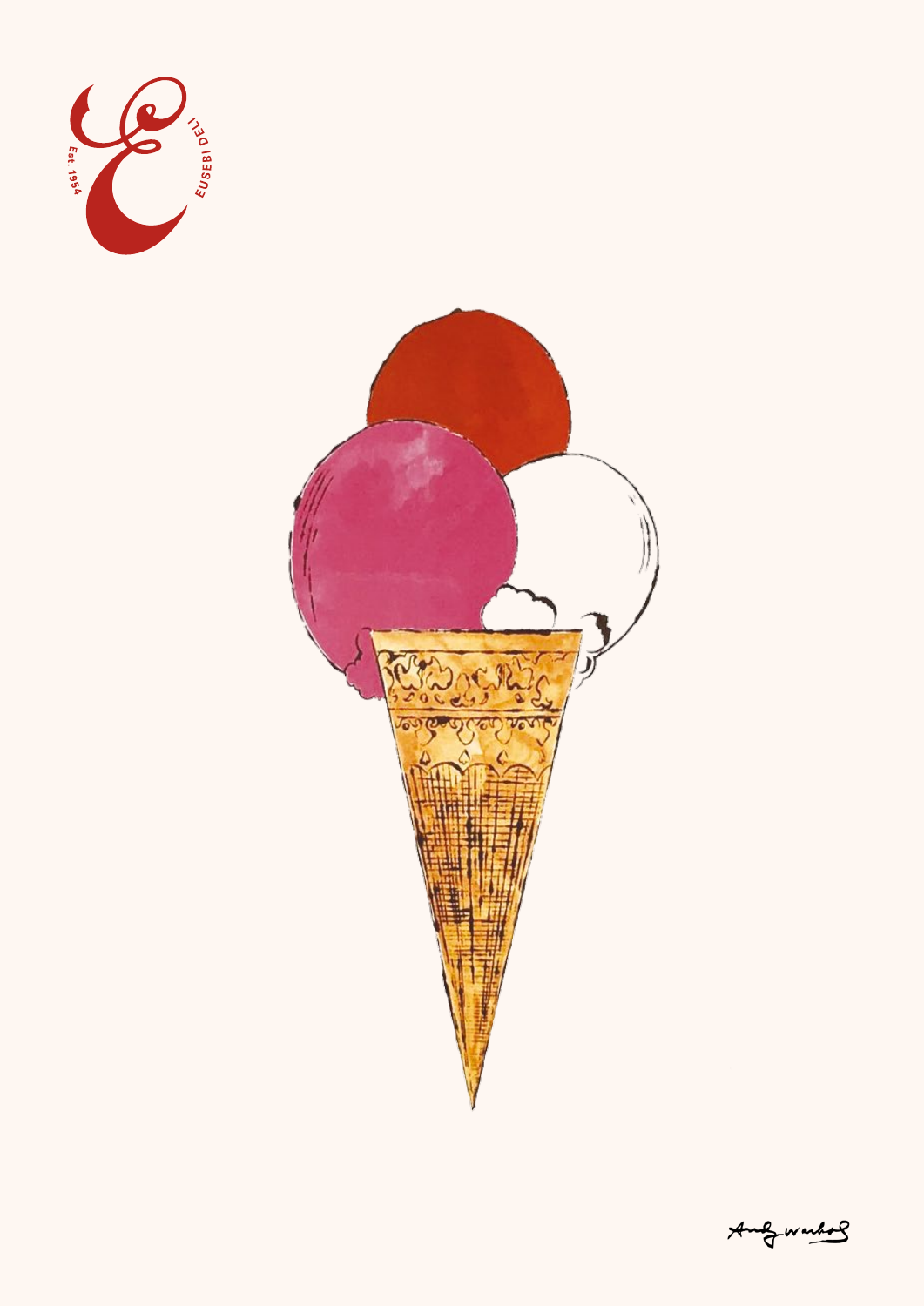Est. 1954

EUSEBI DELI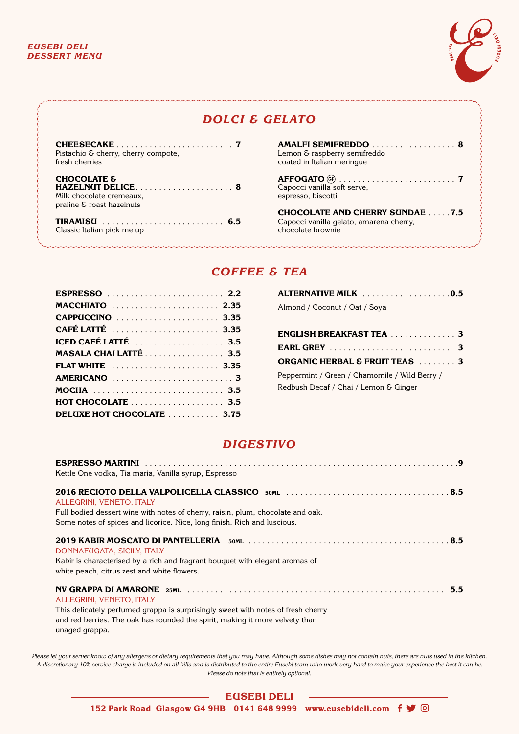*EUSEBI DELI*
*DESSERT MENU*

## *DOLCI & GELATO*

**CHEESECAKE** . . . . . . . . . . . . . . . . . . . . . . . . . **7**
Pistachio & cherry, cherry compote,
fresh cherries

**CHOCOLATE & HAZELNUT DELICE** . . . . . . . . . . . . . . . . . . . . . **8**
Milk chocolate cremeaux,
praline & roast hazelnuts

**TIRAMISU** . . . . . . . . . . . . . . . . . . . . . . . . . . **6.5**
Classic Italian pick me up

**AMALFI SEMIFREDDO** . . . . . . . . . . . . . . . . . . **8**
Lemon & raspberry semifreddo
coated in Italian meringue

**AFFOGATO** (GF) . . . . . . . . . . . . . . . . . . . . . . . . . **7**
Capocci vanilla soft serve,
espresso, biscotti

**CHOCOLATE AND CHERRY SUNDAE** . . . . .**7.5**
Capocci vanilla gelato, amarena cherry,
chocolate brownie

## *COFFEE & TEA*

**ESPRESSO** . . . . . . . . . . . . . . . . . . . . . . . . . **2.2**
**MACCHIATO** . . . . . . . . . . . . . . . . . . . . . . . **2.35**
**CAPPUCCINO** . . . . . . . . . . . . . . . . . . . . . . **3.35**
**CAFÉ LATTÉ** . . . . . . . . . . . . . . . . . . . . . . . **3.35**
**ICED CAFÉ LATTÉ** . . . . . . . . . . . . . . . . . . . **3.5**
**MASALA CHAI LATTÉ** . . . . . . . . . . . . . . . . . **3.5**
**FLAT WHITE** . . . . . . . . . . . . . . . . . . . . . . . **3.35**
**AMERICANO** . . . . . . . . . . . . . . . . . . . . . . . . . . **3**
**MOCHA** . . . . . . . . . . . . . . . . . . . . . . . . . . . . **3.5**
**HOT CHOCOLATE** . . . . . . . . . . . . . . . . . . . . **3.5**
**DELUXE HOT CHOCOLATE** . . . . . . . . . . . **3.75**

**ALTERNATIVE MILK** . . . . . . . . . . . . . . . . . . .**0.5**
Almond / Coconut / Oat / Soya

**ENGLISH BREAKFAST TEA** . . . . . . . . . . . . . . **3**
**EARL GREY** . . . . . . . . . . . . . . . . . . . . . . . . . . **3**
**ORGANIC HERBAL & FRUIT TEAS** . . . . . . . . **3**
Peppermint / Green / Chamomile / Wild Berry /
Redbush Decaf / Chai / Lemon & Ginger

## *DIGESTIVO*

**ESPRESSO MARTINI** . . . . . . . . . . . . . . . . . . . . . . . . . . . . . . . . . . . . . . . . . . . . . . . . . . . . . . . . . . . . . . . . . . .**9**
Kettle One vodka, Tia maria, Vanilla syrup, Espresso

**2016 RECIOTO DELLA VALPOLICELLA CLASSICO** 50ML . . . . . . . . . . . . . . . . . . . . . . . . . . . . . . . . . . . **8.5**
ALLEGRINI, VENETO, ITALY
Full bodied dessert wine with notes of cherry, raisin, plum, chocolate and oak.
Some notes of spices and licorice. Nice, long finish. Rich and luscious.

**2019 KABIR MOSCATO DI PANTELLERIA** 50ML . . . . . . . . . . . . . . . . . . . . . . . . . . . . . . . . . . . . . . . . . . **8.5**
DONNAFUGATA, SICILY, ITALY
Kabir is characterised by a rich and fragrant bouquet with elegant aromas of
white peach, citrus zest and white flowers.

**NV GRAPPA DI AMARONE** 25ML . . . . . . . . . . . . . . . . . . . . . . . . . . . . . . . . . . . . . . . . . . . . . . . . . . . . . . . **5.5**
ALLEGRINI, VENETO, ITALY
This delicately perfumed grappa is surprisingly sweet with notes of fresh cherry
and red berries. The oak has rounded the spirit, making it more velvety than
unaged grappa.

*Please let your server know of any allergens or dietary requirements that you may have. Although some dishes may not contain nuts, there are nuts used in the kitchen. A discretionary 10% service charge is included on all bills and is distributed to the entire Eusebi team who work very hard to make your experience the best it can be. Please do note that is entirely optional.*

**EUSEBI DELI**
**152 Park Road Glasgow G4 9HB 0141 648 9999 www.eusebideli.com**